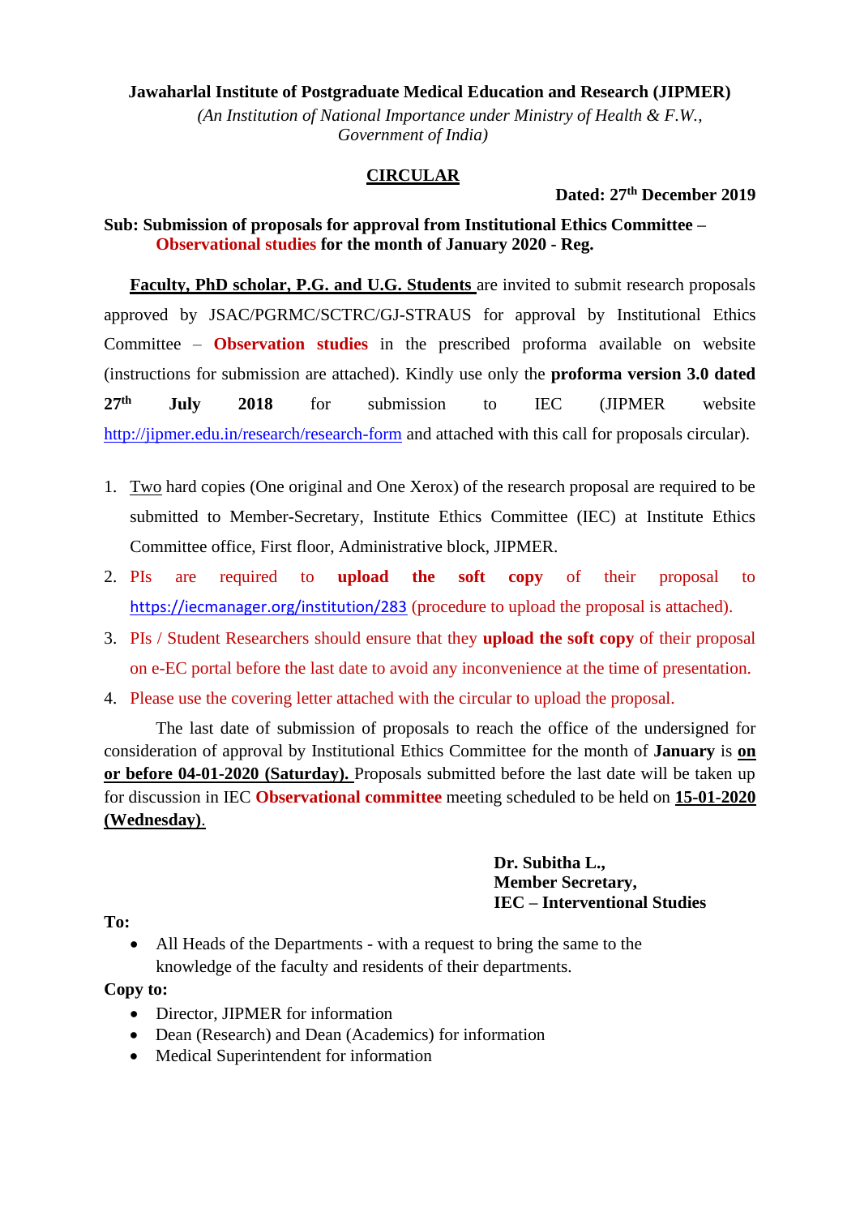**Jawaharlal Institute of Postgraduate Medical Education and Research (JIPMER)**

*(An Institution of National Importance under Ministry of Health & F.W., Government of India)*

**CIRCULAR**

**Dated: 27th December 2019**

**Sub: Submission of proposals for approval from Institutional Ethics Committee – Observational studies for the month of January 2020 - Reg.**

**Faculty, PhD scholar, P.G. and U.G. Students** are invited to submit research proposals approved by JSAC/PGRMC/SCTRC/GJ-STRAUS for approval by Institutional Ethics Committee – **Observation studies** in the prescribed proforma available on website (instructions for submission are attached). Kindly use only the **proforma version 3.0 dated 27th July 2018** for submission to IEC (JIPMER website http://jipmer.edu.in/research/research-form and attached with this call for proposals circular).

1. Two hard copies (One original and One Xerox) of the research proposal are required to be submitted to Member-Secretary, Institute Ethics Committee (IEC) at Institute Ethics Committee office, First floor, Administrative block, JIPMER.
2. PIs are required to **upload the soft copy** of their proposal to https://iecmanager.org/institution/283 (procedure to upload the proposal is attached).
3. PIs / Student Researchers should ensure that they **upload the soft copy** of their proposal on e-EC portal before the last date to avoid any inconvenience at the time of presentation.
4. Please use the covering letter attached with the circular to upload the proposal.

The last date of submission of proposals to reach the office of the undersigned for consideration of approval by Institutional Ethics Committee for the month of **January** is **on or before 04-01-2020 (Saturday).** Proposals submitted before the last date will be taken up for discussion in IEC **Observational committee** meeting scheduled to be held on **15-01-2020 (Wednesday)**.

**Dr. Subitha L.,**
**Member Secretary,**
**IEC – Interventional Studies**

**To:**

- All Heads of the Departments - with a request to bring the same to the knowledge of the faculty and residents of their departments.

**Copy to:**

- Director, JIPMER for information
- Dean (Research) and Dean (Academics) for information
- Medical Superintendent for information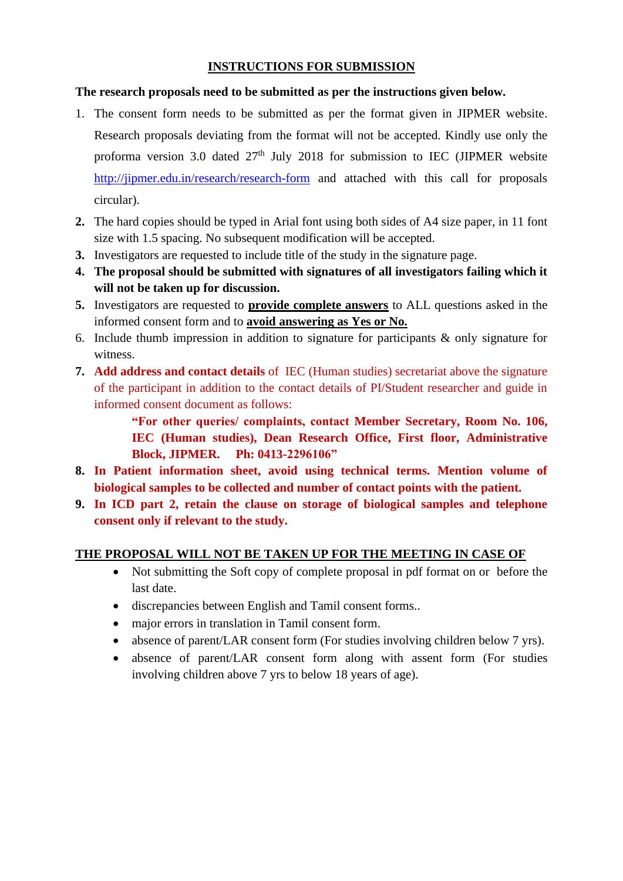## INSTRUCTIONS FOR SUBMISSION

**The research proposals need to be submitted as per the instructions given below.**

1. The consent form needs to be submitted as per the format given in JIPMER website. Research proposals deviating from the format will not be accepted. Kindly use only the proforma version 3.0 dated 27th July 2018 for submission to IEC (JIPMER website http://jipmer.edu.in/research/research-form and attached with this call for proposals circular).
2. The hard copies should be typed in Arial font using both sides of A4 size paper, in 11 font size with 1.5 spacing. No subsequent modification will be accepted.
3. Investigators are requested to include title of the study in the signature page.
4. **The proposal should be submitted with signatures of all investigators failing which it will not be taken up for discussion.**
5. Investigators are requested to **provide complete answers** to ALL questions asked in the informed consent form and to **avoid answering as Yes or No.**
6. Include thumb impression in addition to signature for participants & only signature for witness.
7. **Add address and contact details** of IEC (Human studies) secretariat above the signature of the participant in addition to the contact details of PI/Student researcher and guide in informed consent document as follows:

   **"For other queries/ complaints, contact Member Secretary, Room No. 106, IEC (Human studies), Dean Research Office, First floor, Administrative Block, JIPMER. Ph: 0413-2296106"**
8. **In Patient information sheet, avoid using technical terms. Mention volume of biological samples to be collected and number of contact points with the patient.**
9. **In ICD part 2, retain the clause on storage of biological samples and telephone consent only if relevant to the study.**

**THE PROPOSAL WILL NOT BE TAKEN UP FOR THE MEETING IN CASE OF**

- Not submitting the Soft copy of complete proposal in pdf format on or before the last date.
- discrepancies between English and Tamil consent forms..
- major errors in translation in Tamil consent form.
- absence of parent/LAR consent form (For studies involving children below 7 yrs).
- absence of parent/LAR consent form along with assent form (For studies involving children above 7 yrs to below 18 years of age).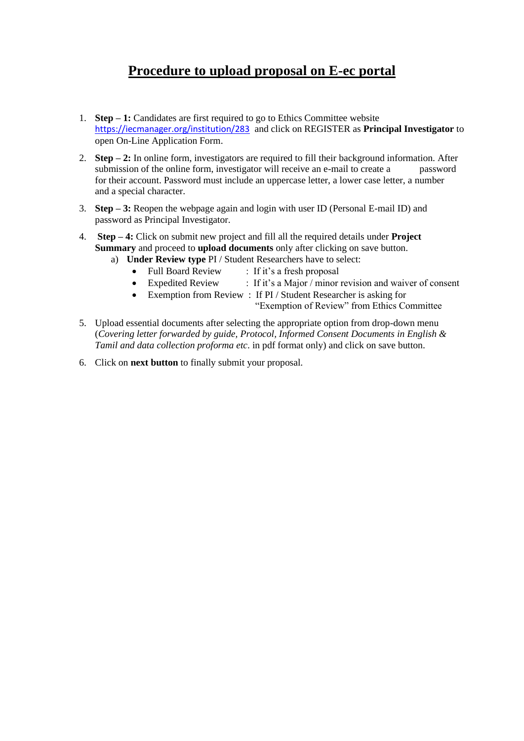# Procedure to upload proposal on E-ec portal

1. **Step – 1:** Candidates are first required to go to Ethics Committee website https://iecmanager.org/institution/283 and click on REGISTER as **Principal Investigator** to open On-Line Application Form.

2. **Step – 2:** In online form, investigators are required to fill their background information. After submission of the online form, investigator will receive an e-mail to create a password for their account. Password must include an uppercase letter, a lower case letter, a number and a special character.

3. **Step – 3:** Reopen the webpage again and login with user ID (Personal E-mail ID) and password as Principal Investigator.

4. **Step – 4:** Click on submit new project and fill all the required details under **Project Summary** and proceed to **upload documents** only after clicking on save button.
   a) **Under Review type** PI / Student Researchers have to select:
      - Full Board Review : If it's a fresh proposal
      - Expedited Review : If it's a Major / minor revision and waiver of consent
      - Exemption from Review : If PI / Student Researcher is asking for "Exemption of Review" from Ethics Committee

5. Upload essential documents after selecting the appropriate option from drop-down menu (*Covering letter forwarded by guide, Protocol, Informed Consent Documents in English & Tamil and data collection proforma etc*. in pdf format only) and click on save button.

6. Click on **next button** to finally submit your proposal.